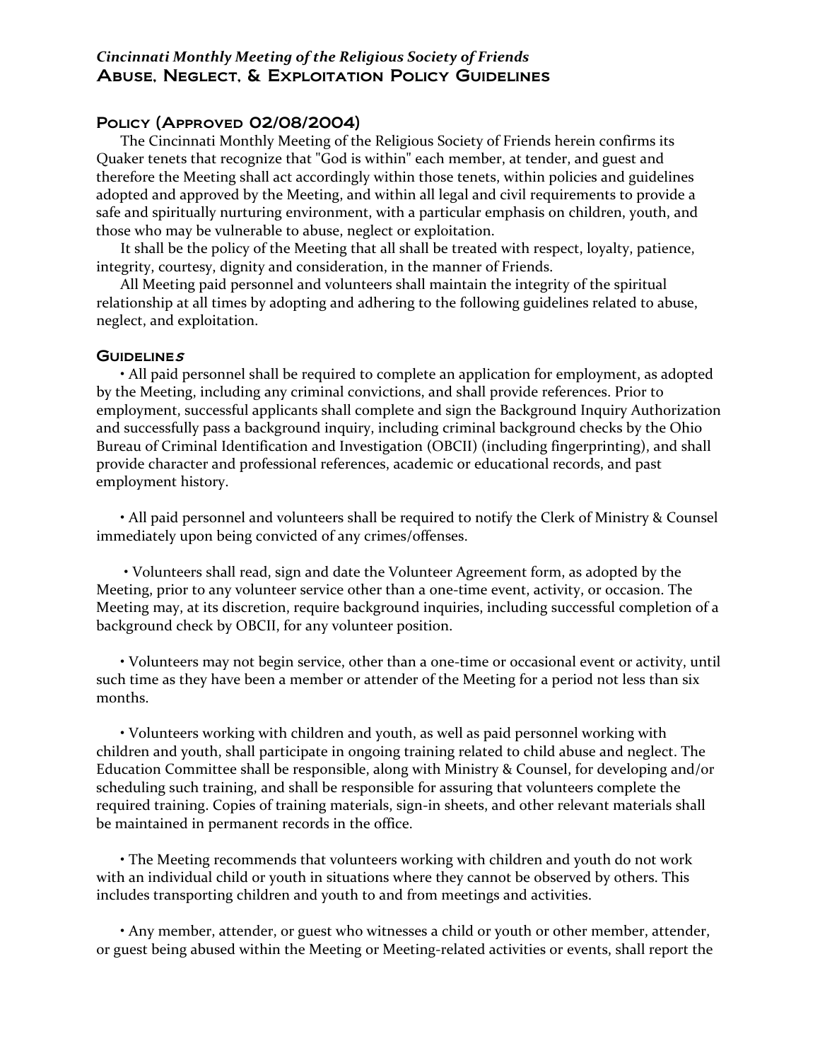*Cincinnati Monthly Meeting of the Religious Society of Friends*

# Abuse, Neglect, & Exploitation Policy Guidelines

## Policy (Approved 02/08/2004)

The Cincinnati Monthly Meeting of the Religious Society of Friends herein confirms its Quaker tenets that recognize that "God is within" each member, at tender, and guest and therefore the Meeting shall act accordingly within those tenets, within policies and guidelines adopted and approved by the Meeting, and within all legal and civil requirements to provide a safe and spiritually nurturing environment, with a particular emphasis on children, youth, and those who may be vulnerable to abuse, neglect or exploitation.

It shall be the policy of the Meeting that all shall be treated with respect, loyalty, patience, integrity, courtesy, dignity and consideration, in the manner of Friends.

All Meeting paid personnel and volunteers shall maintain the integrity of the spiritual relationship at all times by adopting and adhering to the following guidelines related to abuse, neglect, and exploitation.

## Guidelines

• All paid personnel shall be required to complete an application for employment, as adopted by the Meeting, including any criminal convictions, and shall provide references. Prior to employment, successful applicants shall complete and sign the Background Inquiry Authorization and successfully pass a background inquiry, including criminal background checks by the Ohio Bureau of Criminal Identification and Investigation (OBCII) (including fingerprinting), and shall provide character and professional references, academic or educational records, and past employment history.

• All paid personnel and volunteers shall be required to notify the Clerk of Ministry & Counsel immediately upon being convicted of any crimes/offenses.

• Volunteers shall read, sign and date the Volunteer Agreement form, as adopted by the Meeting, prior to any volunteer service other than a one-time event, activity, or occasion. The Meeting may, at its discretion, require background inquiries, including successful completion of a background check by OBCII, for any volunteer position.

• Volunteers may not begin service, other than a one-time or occasional event or activity, until such time as they have been a member or attender of the Meeting for a period not less than six months.

• Volunteers working with children and youth, as well as paid personnel working with children and youth, shall participate in ongoing training related to child abuse and neglect. The Education Committee shall be responsible, along with Ministry & Counsel, for developing and/or scheduling such training, and shall be responsible for assuring that volunteers complete the required training. Copies of training materials, sign-in sheets, and other relevant materials shall be maintained in permanent records in the office.

• The Meeting recommends that volunteers working with children and youth do not work with an individual child or youth in situations where they cannot be observed by others. This includes transporting children and youth to and from meetings and activities.

• Any member, attender, or guest who witnesses a child or youth or other member, attender, or guest being abused within the Meeting or Meeting-related activities or events, shall report the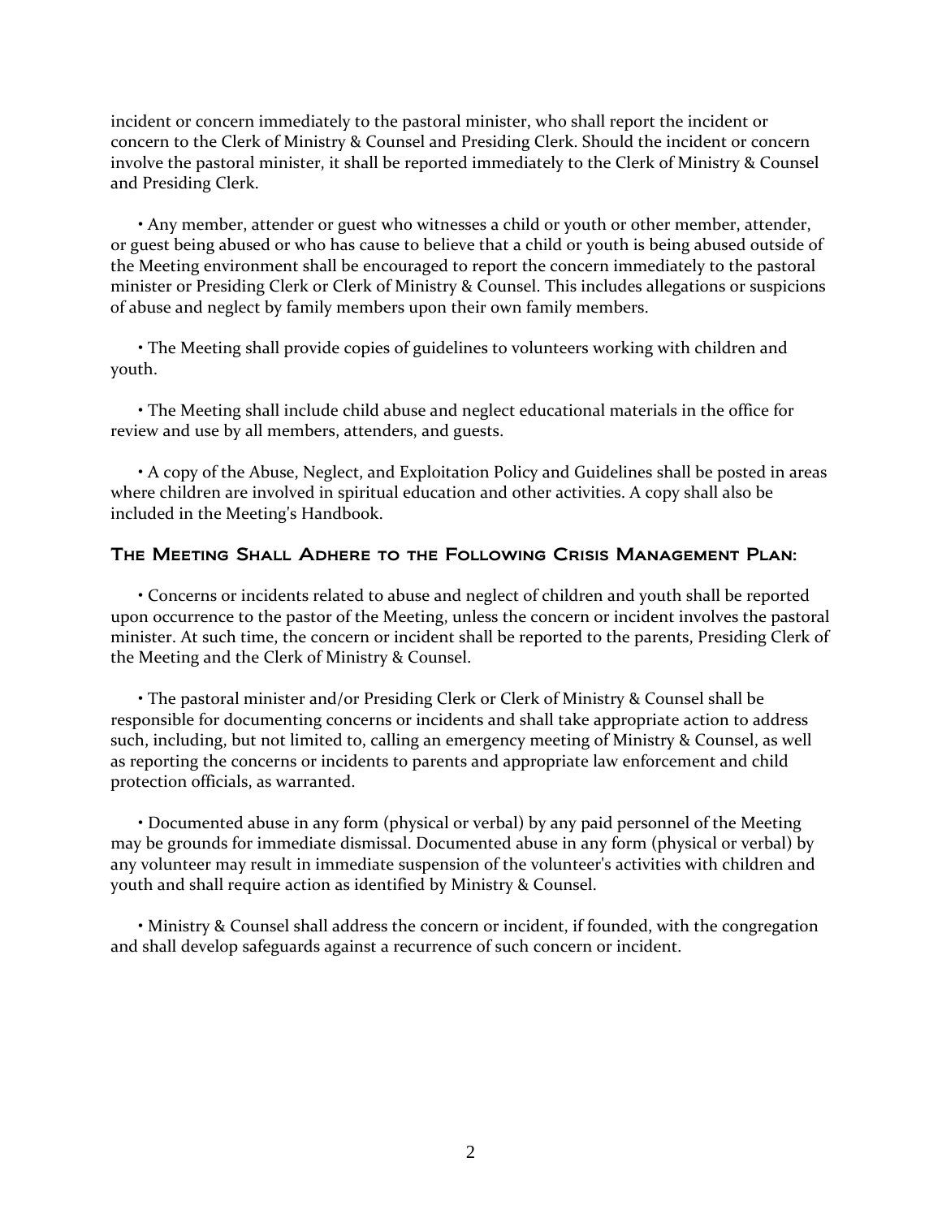incident or concern immediately to the pastoral minister, who shall report the incident or concern to the Clerk of Ministry & Counsel and Presiding Clerk. Should the incident or concern involve the pastoral minister, it shall be reported immediately to the Clerk of Ministry & Counsel and Presiding Clerk.

• Any member, attender or guest who witnesses a child or youth or other member, attender, or guest being abused or who has cause to believe that a child or youth is being abused outside of the Meeting environment shall be encouraged to report the concern immediately to the pastoral minister or Presiding Clerk or Clerk of Ministry & Counsel. This includes allegations or suspicions of abuse and neglect by family members upon their own family members.

• The Meeting shall provide copies of guidelines to volunteers working with children and youth.

• The Meeting shall include child abuse and neglect educational materials in the office for review and use by all members, attenders, and guests.

• A copy of the Abuse, Neglect, and Exploitation Policy and Guidelines shall be posted in areas where children are involved in spiritual education and other activities. A copy shall also be included in the Meeting's Handbook.

## The Meeting Shall Adhere to the Following Crisis Management Plan:

• Concerns or incidents related to abuse and neglect of children and youth shall be reported upon occurrence to the pastor of the Meeting, unless the concern or incident involves the pastoral minister. At such time, the concern or incident shall be reported to the parents, Presiding Clerk of the Meeting and the Clerk of Ministry & Counsel.

• The pastoral minister and/or Presiding Clerk or Clerk of Ministry & Counsel shall be responsible for documenting concerns or incidents and shall take appropriate action to address such, including, but not limited to, calling an emergency meeting of Ministry & Counsel, as well as reporting the concerns or incidents to parents and appropriate law enforcement and child protection officials, as warranted.

• Documented abuse in any form (physical or verbal) by any paid personnel of the Meeting may be grounds for immediate dismissal. Documented abuse in any form (physical or verbal) by any volunteer may result in immediate suspension of the volunteer's activities with children and youth and shall require action as identified by Ministry & Counsel.

• Ministry & Counsel shall address the concern or incident, if founded, with the congregation and shall develop safeguards against a recurrence of such concern or incident.